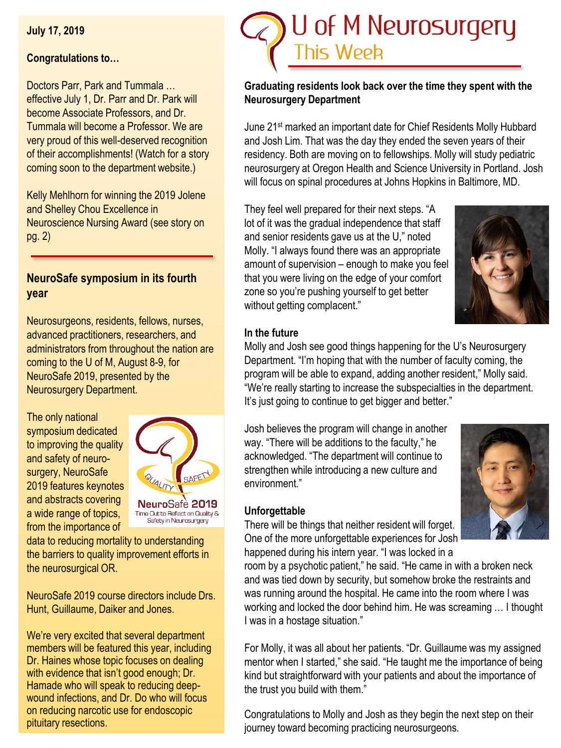July 17, 2019

**Congratulations to…**

Doctors Parr, Park and Tummala … effective July 1, Dr. Parr and Dr. Park will become Associate Professors, and Dr. Tummala will become a Professor. We are very proud of this well-deserved recognition of their accomplishments! (Watch for a story coming soon to the department website.)

Kelly Mehlhorn for winning the 2019 Jolene and Shelley Chou Excellence in Neuroscience Nursing Award (see story on pg. 2)

## NeuroSafe symposium in its fourth year

Neurosurgeons, residents, fellows, nurses, advanced practitioners, researchers, and administrators from throughout the nation are coming to the U of M, August 8-9, for NeuroSafe 2019, presented by the Neurosurgery Department.

The only national symposium dedicated to improving the quality and safety of neurosurgery, NeuroSafe 2019 features keynotes and abstracts covering a wide range of topics, from the importance of data to reducing mortality to understanding the barriers to quality improvement efforts in the neurosurgical OR.

NeuroSafe 2019 course directors include Drs. Hunt, Guillaume, Daiker and Jones.

We're very excited that several department members will be featured this year, including Dr. Haines whose topic focuses on dealing with evidence that isn't good enough; Dr. Hamade who will speak to reducing deep-wound infections, and Dr. Do who will focus on reducing narcotic use for endoscopic pituitary resections.

# U of M Neurosurgery This Week

## Graduating residents look back over the time they spent with the Neurosurgery Department

June 21st marked an important date for Chief Residents Molly Hubbard and Josh Lim. That was the day they ended the seven years of their residency. Both are moving on to fellowships. Molly will study pediatric neurosurgery at Oregon Health and Science University in Portland. Josh will focus on spinal procedures at Johns Hopkins in Baltimore, MD.

They feel well prepared for their next steps. "A lot of it was the gradual independence that staff and senior residents gave us at the U," noted Molly. "I always found there was an appropriate amount of supervision – enough to make you feel that you were living on the edge of your comfort zone so you're pushing yourself to get better without getting complacent."

### In the future

Molly and Josh see good things happening for the U's Neurosurgery Department. "I'm hoping that with the number of faculty coming, the program will be able to expand, adding another resident," Molly said. "We're really starting to increase the subspecialties in the department. It's just going to continue to get bigger and better."

Josh believes the program will change in another way. "There will be additions to the faculty," he acknowledged. "The department will continue to strengthen while introducing a new culture and environment."

### Unforgettable

There will be things that neither resident will forget. One of the more unforgettable experiences for Josh happened during his intern year. "I was locked in a room by a psychotic patient," he said. "He came in with a broken neck and was tied down by security, but somehow broke the restraints and was running around the hospital. He came into the room where I was working and locked the door behind him. He was screaming … I thought I was in a hostage situation."

For Molly, it was all about her patients. "Dr. Guillaume was my assigned mentor when I started," she said. "He taught me the importance of being kind but straightforward with your patients and about the importance of the trust you build with them."

Congratulations to Molly and Josh as they begin the next step on their journey toward becoming practicing neurosurgeons.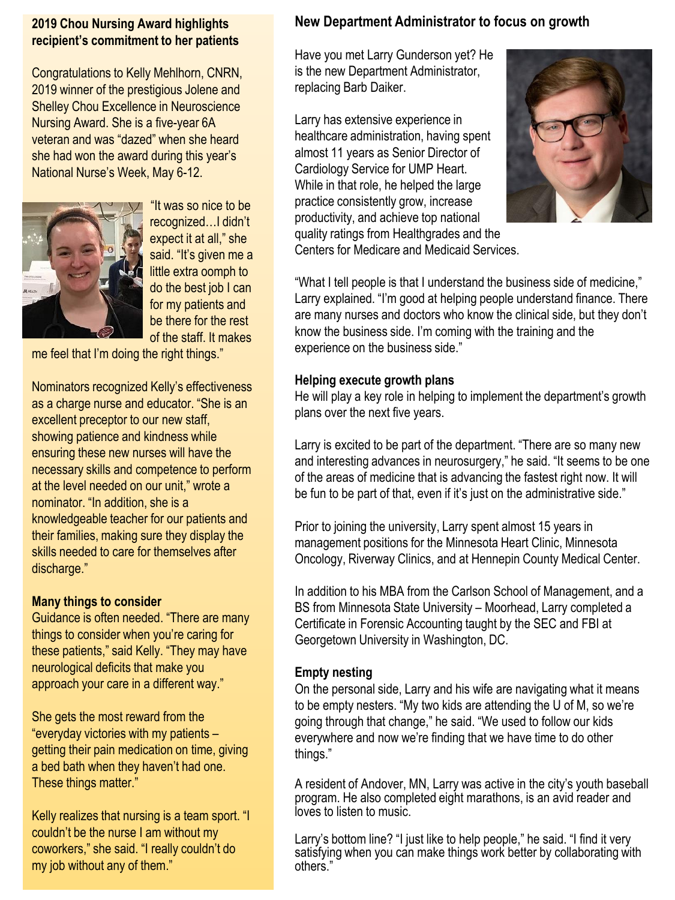## 2019 Chou Nursing Award highlights recipient's commitment to her patients

Congratulations to Kelly Mehlhorn, CNRN, 2019 winner of the prestigious Jolene and Shelley Chou Excellence in Neuroscience Nursing Award. She is a five-year 6A veteran and was "dazed" when she heard she had won the award during this year's National Nurse's Week, May 6-12.

"It was so nice to be recognized…I didn't expect it at all," she said. "It's given me a little extra oomph to do the best job I can for my patients and be there for the rest of the staff. It makes me feel that I'm doing the right things."

Nominators recognized Kelly's effectiveness as a charge nurse and educator. "She is an excellent preceptor to our new staff, showing patience and kindness while ensuring these new nurses will have the necessary skills and competence to perform at the level needed on our unit," wrote a nominator. "In addition, she is a knowledgeable teacher for our patients and their families, making sure they display the skills needed to care for themselves after discharge."

### Many things to consider

Guidance is often needed. "There are many things to consider when you're caring for these patients," said Kelly. "They may have neurological deficits that make you approach your care in a different way."

She gets the most reward from the "everyday victories with my patients – getting their pain medication on time, giving a bed bath when they haven't had one. These things matter."

Kelly realizes that nursing is a team sport. "I couldn't be the nurse I am without my coworkers," she said. "I really couldn't do my job without any of them."

## New Department Administrator to focus on growth

Have you met Larry Gunderson yet? He is the new Department Administrator, replacing Barb Daiker.

Larry has extensive experience in healthcare administration, having spent almost 11 years as Senior Director of Cardiology Service for UMP Heart. While in that role, he helped the large practice consistently grow, increase productivity, and achieve top national quality ratings from Healthgrades and the Centers for Medicare and Medicaid Services.

"What I tell people is that I understand the business side of medicine," Larry explained. "I'm good at helping people understand finance. There are many nurses and doctors who know the clinical side, but they don't know the business side. I'm coming with the training and the experience on the business side."

### Helping execute growth plans

He will play a key role in helping to implement the department's growth plans over the next five years.

Larry is excited to be part of the department. "There are so many new and interesting advances in neurosurgery," he said. "It seems to be one of the areas of medicine that is advancing the fastest right now. It will be fun to be part of that, even if it's just on the administrative side."

Prior to joining the university, Larry spent almost 15 years in management positions for the Minnesota Heart Clinic, Minnesota Oncology, Riverway Clinics, and at Hennepin County Medical Center.

In addition to his MBA from the Carlson School of Management, and a BS from Minnesota State University – Moorhead, Larry completed a Certificate in Forensic Accounting taught by the SEC and FBI at Georgetown University in Washington, DC.

### Empty nesting

On the personal side, Larry and his wife are navigating what it means to be empty nesters. "My two kids are attending the U of M, so we're going through that change," he said. "We used to follow our kids everywhere and now we're finding that we have time to do other things."

A resident of Andover, MN, Larry was active in the city's youth baseball program. He also completed eight marathons, is an avid reader and loves to listen to music.

Larry's bottom line? "I just like to help people," he said. "I find it very satisfying when you can make things work better by collaborating with others."